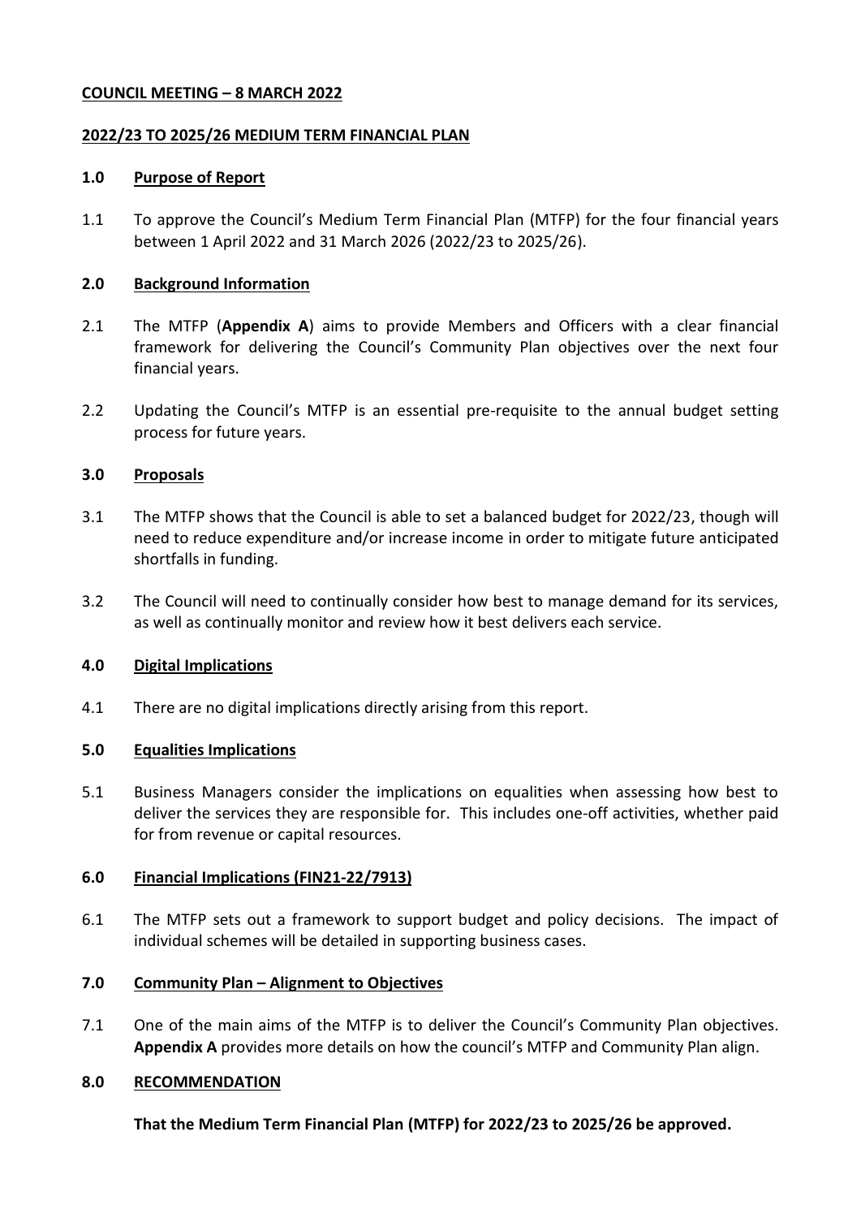**COUNCIL MEETING – 8 MARCH 2022**

**2022/23 TO 2025/26 MEDIUM TERM FINANCIAL PLAN**

## 1.0 Purpose of Report

1.1 To approve the Council's Medium Term Financial Plan (MTFP) for the four financial years between 1 April 2022 and 31 March 2026 (2022/23 to 2025/26).

## 2.0 Background Information

2.1 The MTFP (**Appendix A**) aims to provide Members and Officers with a clear financial framework for delivering the Council's Community Plan objectives over the next four financial years.

2.2 Updating the Council's MTFP is an essential pre-requisite to the annual budget setting process for future years.

## 3.0 Proposals

3.1 The MTFP shows that the Council is able to set a balanced budget for 2022/23, though will need to reduce expenditure and/or increase income in order to mitigate future anticipated shortfalls in funding.

3.2 The Council will need to continually consider how best to manage demand for its services, as well as continually monitor and review how it best delivers each service.

## 4.0 Digital Implications

4.1 There are no digital implications directly arising from this report.

## 5.0 Equalities Implications

5.1 Business Managers consider the implications on equalities when assessing how best to deliver the services they are responsible for. This includes one-off activities, whether paid for from revenue or capital resources.

## 6.0 Financial Implications (FIN21-22/7913)

6.1 The MTFP sets out a framework to support budget and policy decisions. The impact of individual schemes will be detailed in supporting business cases.

## 7.0 Community Plan – Alignment to Objectives

7.1 One of the main aims of the MTFP is to deliver the Council's Community Plan objectives. **Appendix A** provides more details on how the council's MTFP and Community Plan align.

## 8.0 RECOMMENDATION

**That the Medium Term Financial Plan (MTFP) for 2022/23 to 2025/26 be approved.**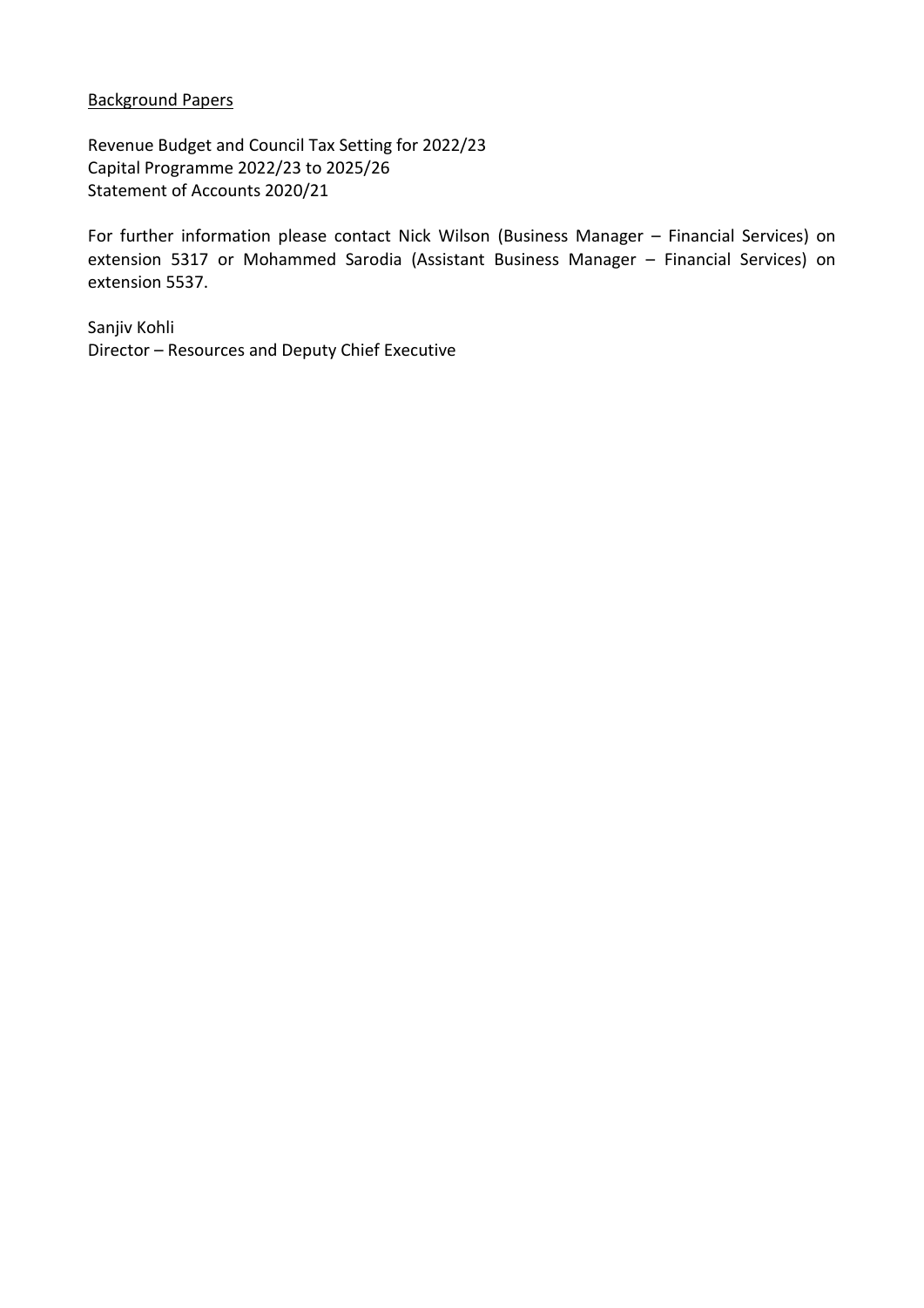<u>Background Papers</u>

Revenue Budget and Council Tax Setting for 2022/23
Capital Programme 2022/23 to 2025/26
Statement of Accounts 2020/21

For further information please contact Nick Wilson (Business Manager – Financial Services) on extension 5317 or Mohammed Sarodia (Assistant Business Manager – Financial Services) on extension 5537.

Sanjiv Kohli
Director – Resources and Deputy Chief Executive